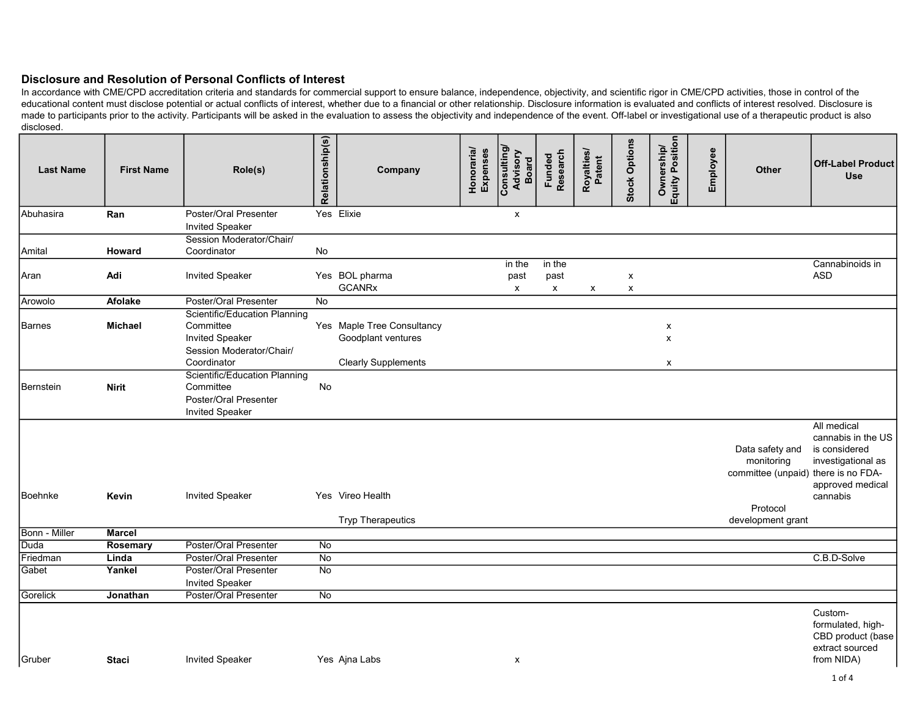## Disclosure and Resolution of Personal Conflicts of Interest

In accordance with CME/CPD accreditation criteria and standards for commercial support to ensure balance, independence, objectivity, and scientific rigor in CME/CPD activities, those in control of the educational content must disclose potential or actual conflicts of interest, whether due to a financial or other relationship. Disclosure information is evaluated and conflicts of interest resolved. Disclosure is made to participants prior to the activity. Participants will be asked in the evaluation to assess the objectivity and independence of the event. Off-label or investigational use of a therapeutic product is also disclosed.

| Last Name | First Name | Role(s) | Relationship(s) | Company | Honoraria/ Expenses | Consulting/ Advisory Board | Funded Research | Royalties/ Patent | Stock Options | Ownership/ Equity Position | Employee | Other | Off-Label Product Use |
|---|---|---|---|---|---|---|---|---|---|---|---|---|---|
| Abuhasira | **Ran** | Poster/Oral Presenter<br>Invited Speaker | Yes | Elixie | | x | | | | | | | |
| Amital | **Howard** | Session Moderator/Chair/ Coordinator | No | | | | | | | | | | |
| Aran | **Adi** | Invited Speaker | Yes | BOL pharma<br>GCANRx | | in the past<br>x | in the past<br>x | <br>x | x<br>x | | | | Cannabinoids in ASD |
| Arowolo | **Afolake** | Poster/Oral Presenter | No | | | | | | | | | | |
| Barnes | **Michael** | Scientific/Education Planning Committee<br>Invited Speaker<br>Session Moderator/Chair/ Coordinator | Yes | Maple Tree Consultancy<br>Goodplant ventures<br>Clearly Supplements | | | | | | x<br>x<br>x | | | |
| Bernstein | **Nirit** | Scientific/Education Planning Committee<br>Poster/Oral Presenter<br>Invited Speaker | No | | | | | | | | | | |
| Boehnke | **Kevin** | Invited Speaker | Yes | Vireo Health<br>Tryp Therapeutics | | | | | | | | Data safety and monitoring committee (unpaid)<br>Protocol development grant | All medical cannabis in the US is considered investigational as there is no FDA-approved medical cannabis |
| Bonn - Miller | **Marcel** | | | | | | | | | | | | |
| Duda | **Rosemary** | Poster/Oral Presenter | No | | | | | | | | | | |
| Friedman | **Linda** | Poster/Oral Presenter | No | | | | | | | | | | C.B.D-Solve |
| Gabet | **Yankel** | Poster/Oral Presenter<br>Invited Speaker | No | | | | | | | | | | |
| Gorelick | **Jonathan** | Poster/Oral Presenter | No | | | | | | | | | | |
| Gruber | **Staci** | Invited Speaker | Yes | Ajna Labs | | x | | | | | | | Custom-formulated, high-CBD product (base extract sourced from NIDA) |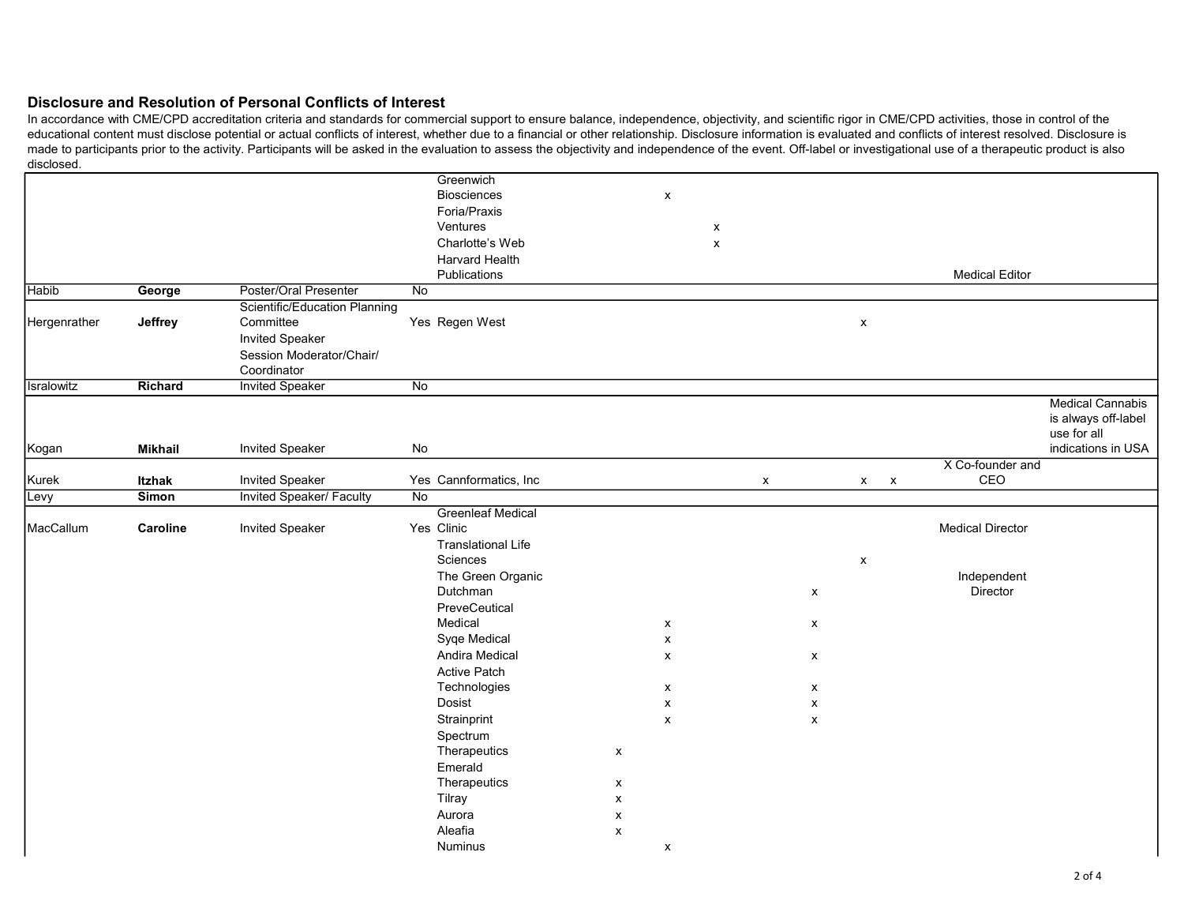## Disclosure and Resolution of Personal Conflicts of Interest

In accordance with CME/CPD accreditation criteria and standards for commercial support to ensure balance, independence, objectivity, and scientific rigor in CME/CPD activities, those in control of the educational content must disclose potential or actual conflicts of interest, whether due to a financial or other relationship. Disclosure information is evaluated and conflicts of interest resolved. Disclosure is made to participants prior to the activity. Participants will be asked in the evaluation to assess the objectivity and independence of the event. Off-label or investigational use of a therapeutic product is also disclosed.

| | | | | | | | | | | | | | |
|---|---|---|---|---|---|---|---|---|---|---|---|---|---|
| | | | | Greenwich Biosciences | | x | | | | | | | |
| | | | | Foria/Praxis Ventures | | | x | | | | | | |
| | | | | Charlotte's Web | | | x | | | | | | |
| | | | | Harvard Health Publications | | | | | | | | Medical Editor | |
| Habib | **George** | Poster/Oral Presenter | No | | | | | | | | | | |
| Hergenrather | **Jeffrey** | Scientific/Education Planning Committee<br>Invited Speaker<br>Session Moderator/Chair/ Coordinator | Yes | Regen West | | | | | | x | | | |
| Isralowitz | **Richard** | Invited Speaker | No | | | | | | | | | | |
| Kogan | **Mikhail** | Invited Speaker | No | | | | | | | | | | Medical Cannabis is always off-label use for all indications in USA |
| Kurek | **Itzhak** | Invited Speaker | Yes | Cannformatics, Inc | | | | x | | x | x | X Co-founder and CEO | |
| Levy | **Simon** | Invited Speaker/ Faculty | No | | | | | | | | | | |
| MacCallum | **Caroline** | Invited Speaker | Yes | Greenleaf Medical Clinic | | | | | | | | Medical Director | |
| | | | | Translational Life Sciences | | | | | | x | | | |
| | | | | The Green Organic Dutchman | | | | | x | | | Independent Director | |
| | | | | PreveCeutical Medical | | x | | | x | | | | |
| | | | | Syqe Medical | | x | | | | | | | |
| | | | | Andira Medical | | x | | | x | | | | |
| | | | | Active Patch Technologies | | x | | | x | | | | |
| | | | | Dosist | | x | | | x | | | | |
| | | | | Strainprint | | x | | | x | | | | |
| | | | | Spectrum Therapeutics | x | | | | | | | | |
| | | | | Emerald Therapeutics | x | | | | | | | | |
| | | | | Tilray | x | | | | | | | | |
| | | | | Aurora | x | | | | | | | | |
| | | | | Aleafia | x | | | | | | | | |
| | | | | Numinus | | x | | | | | | | |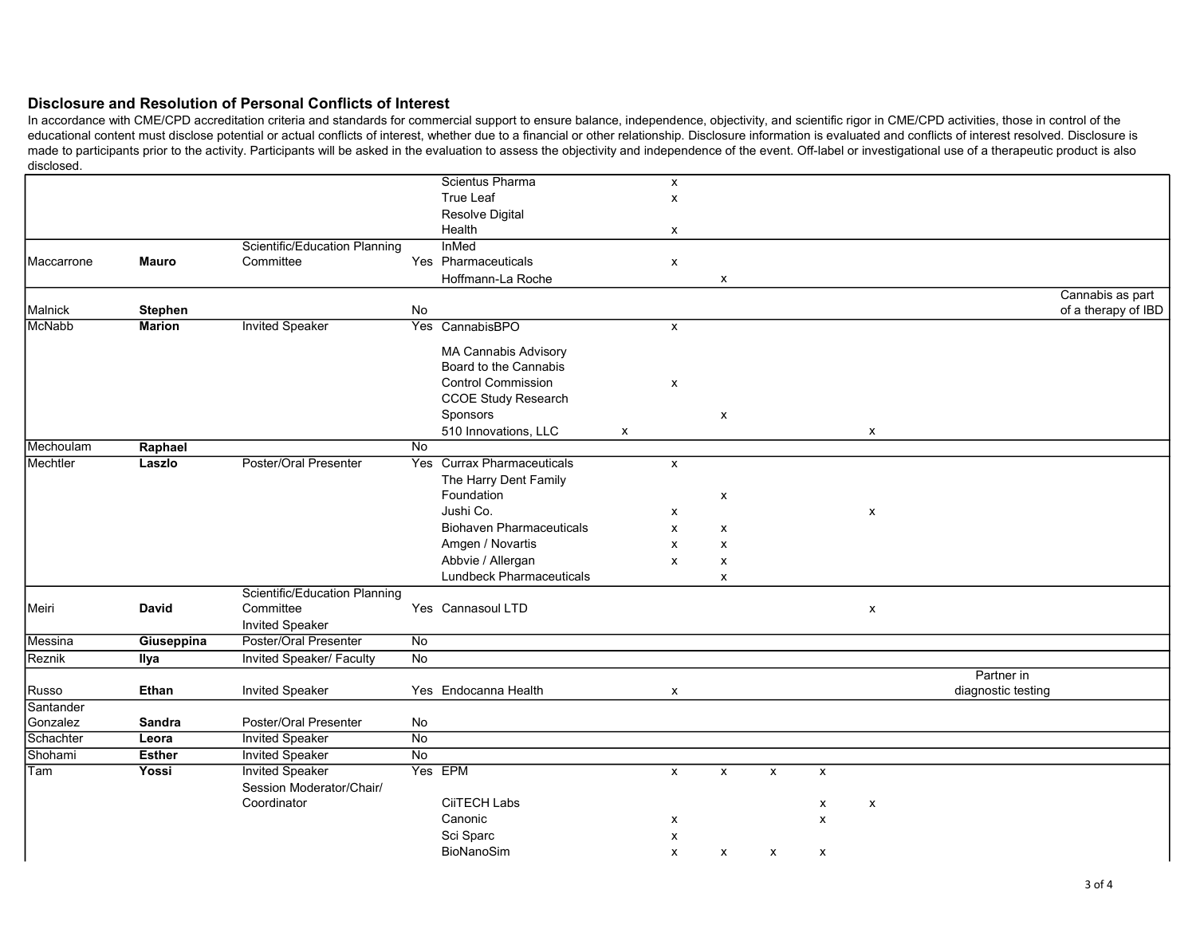## Disclosure and Resolution of Personal Conflicts of Interest

In accordance with CME/CPD accreditation criteria and standards for commercial support to ensure balance, independence, objectivity, and scientific rigor in CME/CPD activities, those in control of the educational content must disclose potential or actual conflicts of interest, whether due to a financial or other relationship. Disclosure information is evaluated and conflicts of interest resolved. Disclosure is made to participants prior to the activity. Participants will be asked in the evaluation to assess the objectivity and independence of the event. Off-label or investigational use of a therapeutic product is also disclosed.

| | | | | | | | | | | | | |
|---|---|---|---|---|---|---|---|---|---|---|---|---|
| | | | | Scientus Pharma | | x | | | | | | |
| | | | | True Leaf | | x | | | | | | |
| | | | | Resolve Digital Health | | x | | | | | | |
| Maccarrone | **Mauro** | Scientific/Education Planning Committee | Yes | InMed Pharmaceuticals | | x | | | | | | |
| | | | | Hoffmann-La Roche | | | x | | | | | |
| Malnick | **Stephen** | | No | | | | | | | | | Cannabis as part of a therapy of IBD |
| McNabb | **Marion** | Invited Speaker | Yes | CannabisBPO | | x | | | | | | |
| | | | | MA Cannabis Advisory Board to the Cannabis Control Commission | | x | | | | | | |
| | | | | CCOE Study Research Sponsors | | | x | | | | | |
| | | | | 510 Innovations, LLC | x | | | | | x | | |
| Mechoulam | **Raphael** | | No | | | | | | | | | |
| Mechtler | **Laszlo** | Poster/Oral Presenter | Yes | Currax Pharmaceuticals | | x | | | | | | |
| | | | | The Harry Dent Family Foundation | | | x | | | | | |
| | | | | Jushi Co. | | x | | | | x | | |
| | | | | Biohaven Pharmaceuticals | | x | x | | | | | |
| | | | | Amgen / Novartis | | x | x | | | | | |
| | | | | Abbvie / Allergan | | x | x | | | | | |
| | | | | Lundbeck Pharmaceuticals | | | x | | | | | |
| Meiri | **David** | Scientific/Education Planning Committee Invited Speaker | Yes | Cannasoul LTD | | | | | | x | | |
| Messina | **Giuseppina** | Poster/Oral Presenter | No | | | | | | | | | |
| Reznik | **Ilya** | Invited Speaker/ Faculty | No | | | | | | | | | |
| Russo | **Ethan** | Invited Speaker | Yes | Endocanna Health | | x | | | | | Partner in diagnostic testing | |
| Santander Gonzalez | **Sandra** | Poster/Oral Presenter | No | | | | | | | | | |
| Schachter | **Leora** | Invited Speaker | No | | | | | | | | | |
| Shohami | **Esther** | Invited Speaker | No | | | | | | | | | |
| Tam | **Yossi** | Invited Speaker Session Moderator/Chair/ Coordinator | Yes | EPM | | x | x | x | x | | | |
| | | | | CiiTECH Labs | | | | | x | x | | |
| | | | | Canonic | | x | | | x | | | |
| | | | | Sci Sparc | | x | | | | | | |
| | | | | BioNanoSim | | x | x | x | x | | | |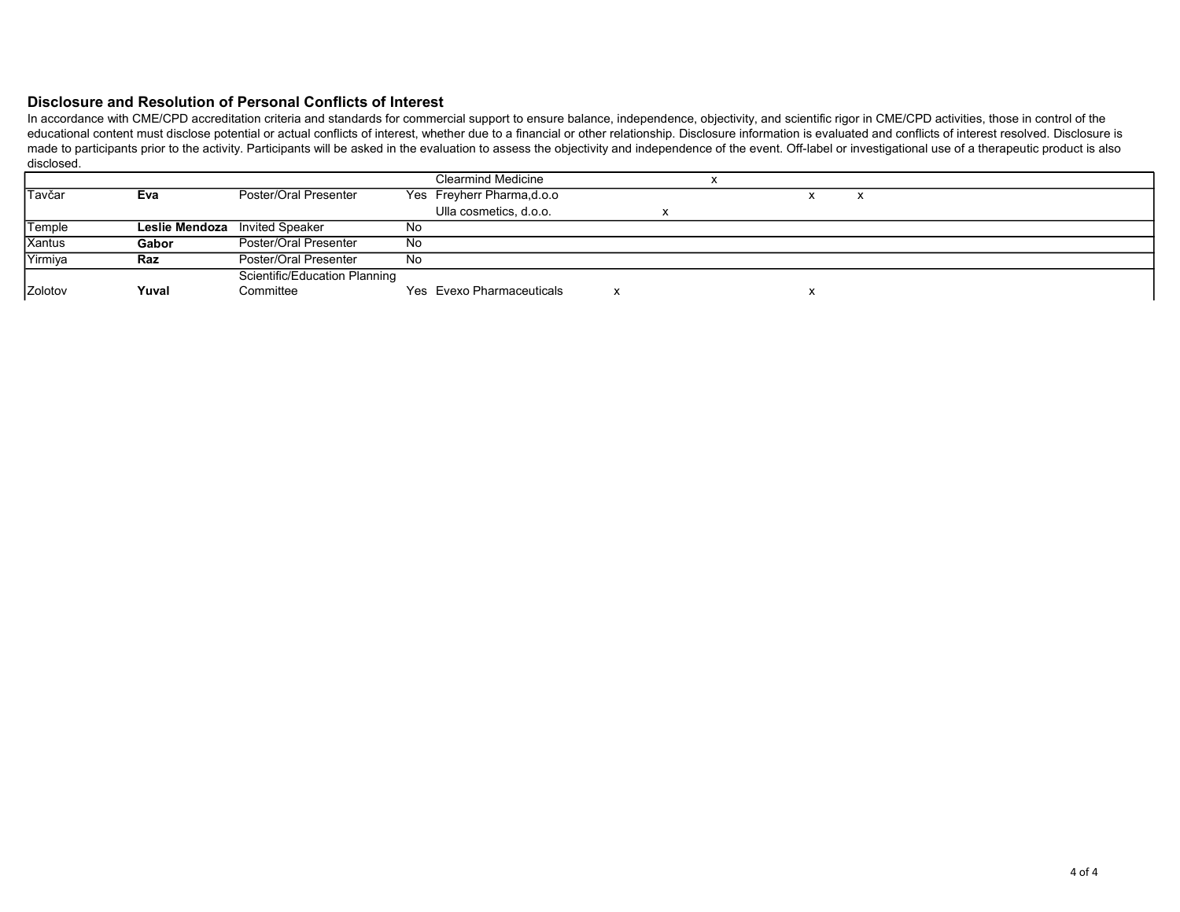## Disclosure and Resolution of Personal Conflicts of Interest

In accordance with CME/CPD accreditation criteria and standards for commercial support to ensure balance, independence, objectivity, and scientific rigor in CME/CPD activities, those in control of the educational content must disclose potential or actual conflicts of interest, whether due to a financial or other relationship. Disclosure information is evaluated and conflicts of interest resolved. Disclosure is made to participants prior to the activity. Participants will be asked in the evaluation to assess the objectivity and independence of the event. Off-label or investigational use of a therapeutic product is also disclosed.

| | | | | | | | | | | |
|---|---|---|---|---|---|---|---|---|---|---|
| | | | | Clearmind Medicine | | | x | | | |
| Tavčar | **Eva** | Poster/Oral Presenter | Yes | Freyherr Pharma,d.o.o | | | | | x | x |
| | | | | Ulla cosmetics, d.o.o. | | x | | | | |
| Temple | **Leslie Mendoza** | Invited Speaker | No | | | | | | | |
| Xantus | **Gabor** | Poster/Oral Presenter | No | | | | | | | |
| Yirmiya | **Raz** | Poster/Oral Presenter | No | | | | | | | |
| Zolotov | **Yuval** | Scientific/Education Planning Committee | Yes | Evexo Pharmaceuticals | x | | | | x | |